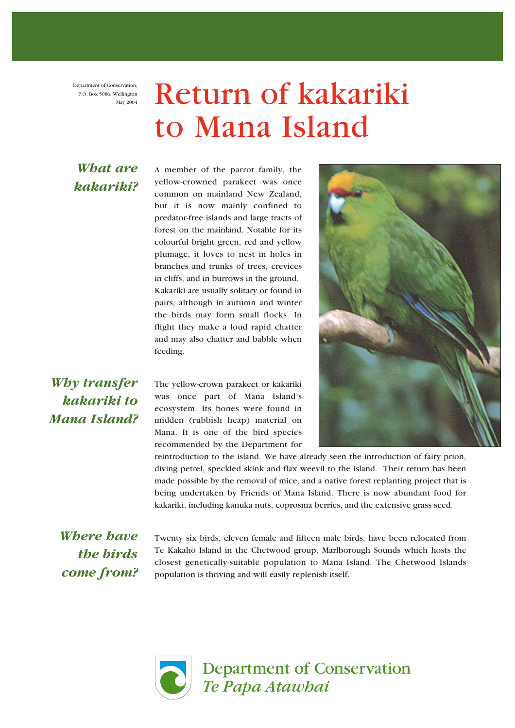Department of Conservation,
P.O. Box 5086, Wellington
May 2004

# Return of kakariki to Mana Island

## *What are kakariki?*

A member of the parrot family, the yellow-crowned parakeet was once common on mainland New Zealand, but it is now mainly confined to predator-free islands and large tracts of forest on the mainland. Notable for its colourful bright green, red and yellow plumage, it loves to nest in holes in branches and trunks of trees, crevices in cliffs, and in burrows in the ground. Kakariki are usually solitary or found in pairs, although in autumn and winter the birds may form small flocks. In flight they make a loud rapid chatter and may also chatter and babble when feeding.

## *Why transfer kakariki to Mana Island?*

The yellow-crown parakeet or kakariki was once part of Mana Island's ecosystem. Its bones were found in midden (rubbish heap) material on Mana. It is one of the bird species recommended by the Department for reintroduction to the island. We have already seen the introduction of fairy prion, diving petrel, speckled skink and flax weevil to the island. Their return has been made possible by the removal of mice, and a native forest replanting project that is being undertaken by Friends of Mana Island. There is now abundant food for kakariki, including kanuka nuts, coprosma berries, and the extensive grass seed.

## *Where have the birds come from?*

Twenty six birds, eleven female and fifteen male birds, have been relocated from Te Kakaho Island in the Chetwood group, Marlborough Sounds which hosts the closest genetically-suitable population to Mana Island. The Chetwood Islands population is thriving and will easily replenish itself.

Department of Conservation
*Te Papa Atawhai*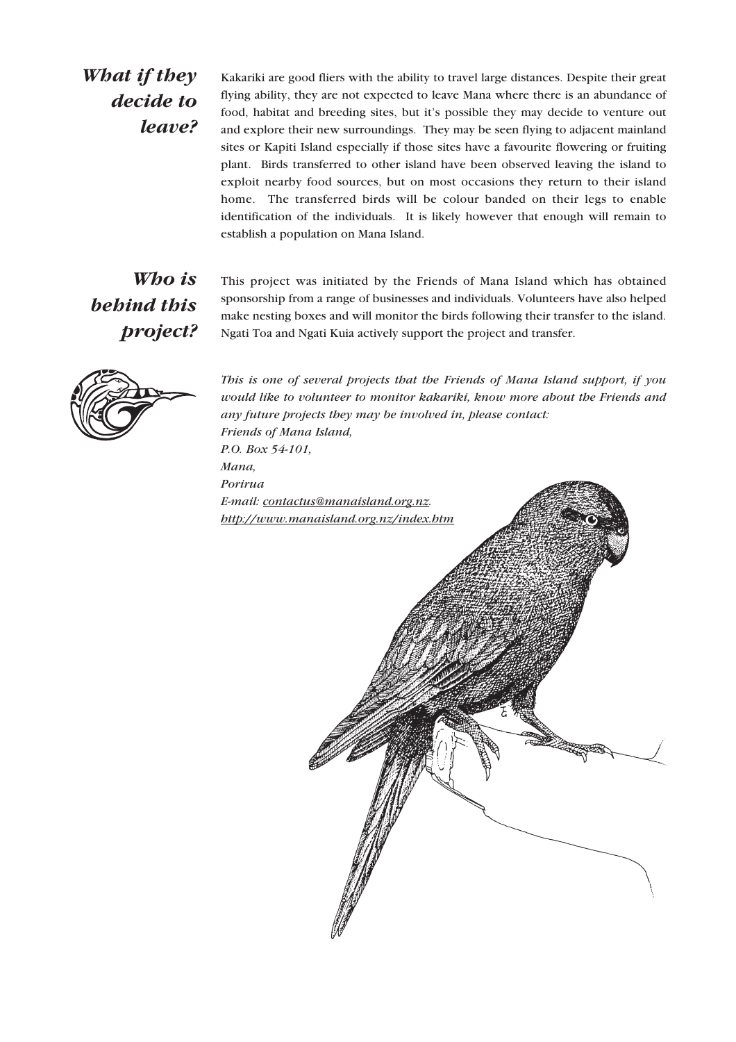## *What if they decide to leave?*

Kakariki are good fliers with the ability to travel large distances. Despite their great flying ability, they are not expected to leave Mana where there is an abundance of food, habitat and breeding sites, but it's possible they may decide to venture out and explore their new surroundings. They may be seen flying to adjacent mainland sites or Kapiti Island especially if those sites have a favourite flowering or fruiting plant. Birds transferred to other island have been observed leaving the island to exploit nearby food sources, but on most occasions they return to their island home. The transferred birds will be colour banded on their legs to enable identification of the individuals. It is likely however that enough will remain to establish a population on Mana Island.

## *Who is behind this project?*

This project was initiated by the Friends of Mana Island which has obtained sponsorship from a range of businesses and individuals. Volunteers have also helped make nesting boxes and will monitor the birds following their transfer to the island. Ngati Toa and Ngati Kuia actively support the project and transfer.

*This is one of several projects that the Friends of Mana Island support, if you would like to volunteer to monitor kakariki, know more about the Friends and any future projects they may be involved in, please contact:*
*Friends of Mana Island,*
*P.O. Box 54-101,*
*Mana,*
*Porirua*
*E-mail: contactus@manaisland.org.nz.*
*http://www.manaisland.org.nz/index.htm*